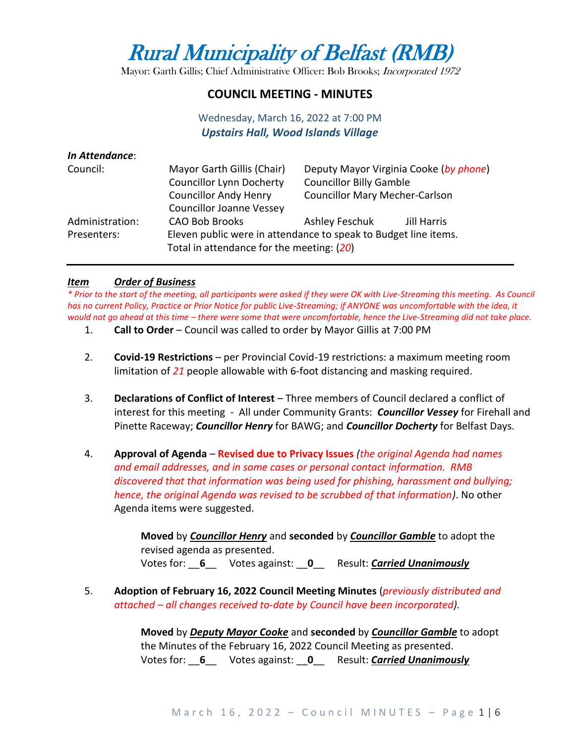# Rural Municipality of Belfast (RMB)

Mayor: Garth Gillis; Chief Administrative Officer: Bob Brooks; *Incorporated 1972*

## COUNCIL MEETING - MINUTES

Wednesday, March 16, 2022 at 7:00 PM
***Upstairs Hall, Wood Islands Village***

***In Attendance***:

| | | |
|---|---|---|
| Council: | Mayor Garth Gillis (Chair) | Deputy Mayor Virginia Cooke (*by phone*) |
| | Councillor Lynn Docherty | Councillor Billy Gamble |
| | Councillor Andy Henry | Councillor Mary Mecher-Carlson |
| | Councillor Joanne Vessey | |
| Administration: | CAO Bob Brooks | Ashley Feschuk Jill Harris |
| Presenters: | Eleven public were in attendance to speak to Budget line items. Total in attendance for the meeting: (*20*) | |

***Item Order of Business***

*\* Prior to the start of the meeting, all participants were asked if they were OK with Live-Streaming this meeting. As Council has no current Policy, Practice or Prior Notice for public Live-Streaming; if ANYONE was uncomfortable with the idea, it would not go ahead at this time – there were some that were uncomfortable, hence the Live-Streaming did not take place.*

1. **Call to Order** – Council was called to order by Mayor Gillis at 7:00 PM

2. **Covid-19 Restrictions** – per Provincial Covid-19 restrictions: a maximum meeting room limitation of *21* people allowable with 6-foot distancing and masking required.

3. **Declarations of Conflict of Interest** – Three members of Council declared a conflict of interest for this meeting - All under Community Grants: ***Councillor Vessey*** for Firehall and Pinette Raceway; ***Councillor Henry*** for BAWG; and ***Councillor Docherty*** for Belfast Days.

4. **Approval of Agenda** – **Revised due to Privacy Issues** *(the original Agenda had names and email addresses, and in some cases or personal contact information. RMB discovered that that information was being used for phishing, harassment and bullying; hence, the original Agenda was revised to be scrubbed of that information)*. No other Agenda items were suggested.

   **Moved** by ***Councillor Henry*** and **seconded** by ***Councillor Gamble*** to adopt the revised agenda as presented.
   Votes for: __**6**__ Votes against: __**0**__ Result: ***Carried Unanimously***

5. **Adoption of February 16, 2022 Council Meeting Minutes** (*previously distributed and attached – all changes received to-date by Council have been incorporated*).

   **Moved** by ***Deputy Mayor Cooke*** and **seconded** by ***Councillor Gamble*** to adopt the Minutes of the February 16, 2022 Council Meeting as presented.
   Votes for: __**6**__ Votes against: __**0**__ Result: ***Carried Unanimously***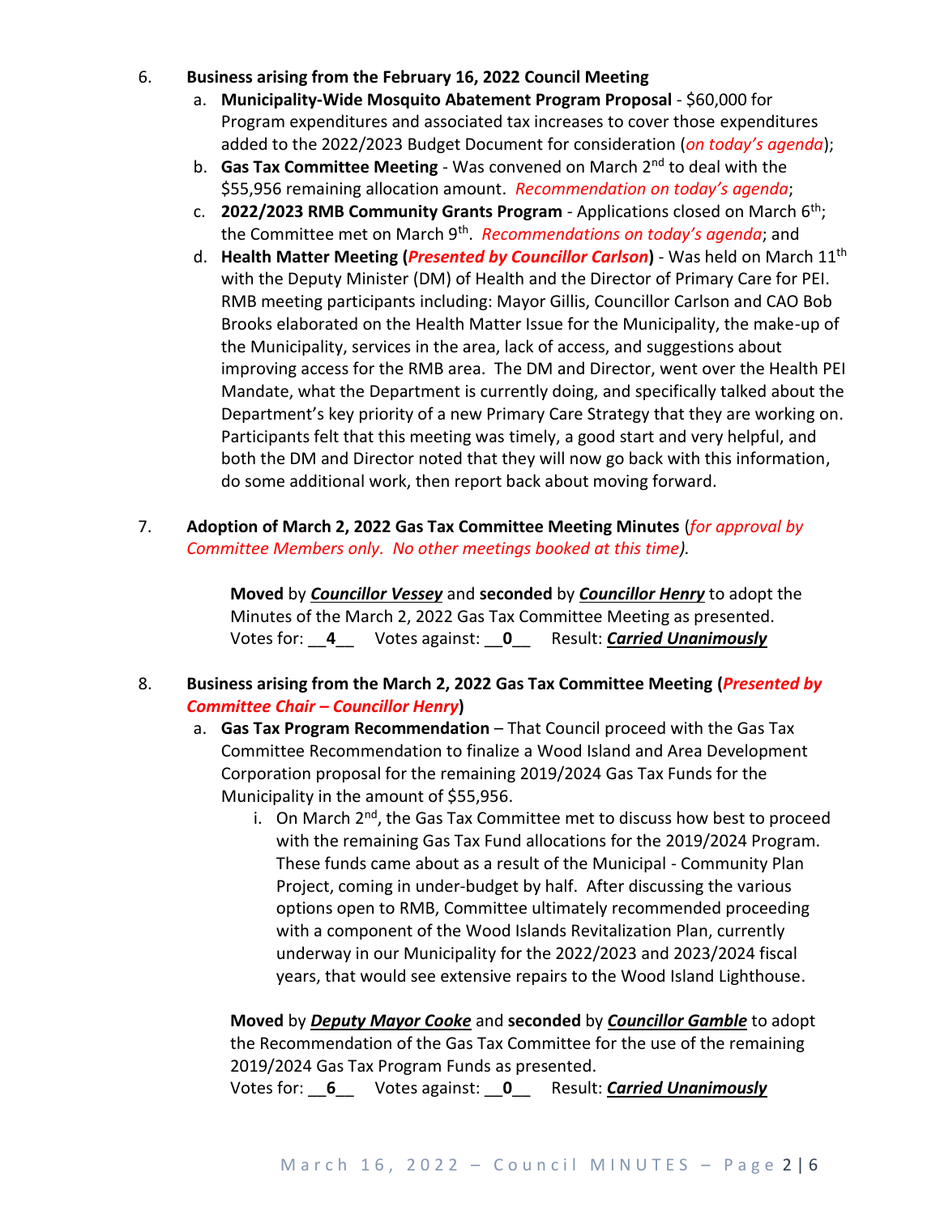6. **Business arising from the February 16, 2022 Council Meeting**
   a. **Municipality-Wide Mosquito Abatement Program Proposal** - $60,000 for Program expenditures and associated tax increases to cover those expenditures added to the 2022/2023 Budget Document for consideration (*on today's agenda*);
   b. **Gas Tax Committee Meeting** - Was convened on March 2nd to deal with the $55,956 remaining allocation amount. *Recommendation on today's agenda*;
   c. **2022/2023 RMB Community Grants Program** - Applications closed on March 6th; the Committee met on March 9th. *Recommendations on today's agenda*; and
   d. **Health Matter Meeting (*Presented by Councillor Carlson*)** - Was held on March 11th with the Deputy Minister (DM) of Health and the Director of Primary Care for PEI. RMB meeting participants including: Mayor Gillis, Councillor Carlson and CAO Bob Brooks elaborated on the Health Matter Issue for the Municipality, the make-up of the Municipality, services in the area, lack of access, and suggestions about improving access for the RMB area. The DM and Director, went over the Health PEI Mandate, what the Department is currently doing, and specifically talked about the Department's key priority of a new Primary Care Strategy that they are working on. Participants felt that this meeting was timely, a good start and very helpful, and both the DM and Director noted that they will now go back with this information, do some additional work, then report back about moving forward.

7. **Adoption of March 2, 2022 Gas Tax Committee Meeting Minutes** (*for approval by Committee Members only. No other meetings booked at this time).*

   **Moved** by ***Councillor Vessey*** and **seconded** by ***Councillor Henry*** to adopt the Minutes of the March 2, 2022 Gas Tax Committee Meeting as presented.
   Votes for: __**4**__ Votes against: __**0**__ Result: ***Carried Unanimously***

8. **Business arising from the March 2, 2022 Gas Tax Committee Meeting (*Presented by Committee Chair – Councillor Henry*)**
   a. **Gas Tax Program Recommendation** – That Council proceed with the Gas Tax Committee Recommendation to finalize a Wood Island and Area Development Corporation proposal for the remaining 2019/2024 Gas Tax Funds for the Municipality in the amount of $55,956.
      i. On March 2nd, the Gas Tax Committee met to discuss how best to proceed with the remaining Gas Tax Fund allocations for the 2019/2024 Program. These funds came about as a result of the Municipal - Community Plan Project, coming in under-budget by half. After discussing the various options open to RMB, Committee ultimately recommended proceeding with a component of the Wood Islands Revitalization Plan, currently underway in our Municipality for the 2022/2023 and 2023/2024 fiscal years, that would see extensive repairs to the Wood Island Lighthouse.

   **Moved** by ***Deputy Mayor Cooke*** and **seconded** by ***Councillor Gamble*** to adopt the Recommendation of the Gas Tax Committee for the use of the remaining 2019/2024 Gas Tax Program Funds as presented.
   Votes for: __**6**__ Votes against: __**0**__ Result: ***Carried Unanimously***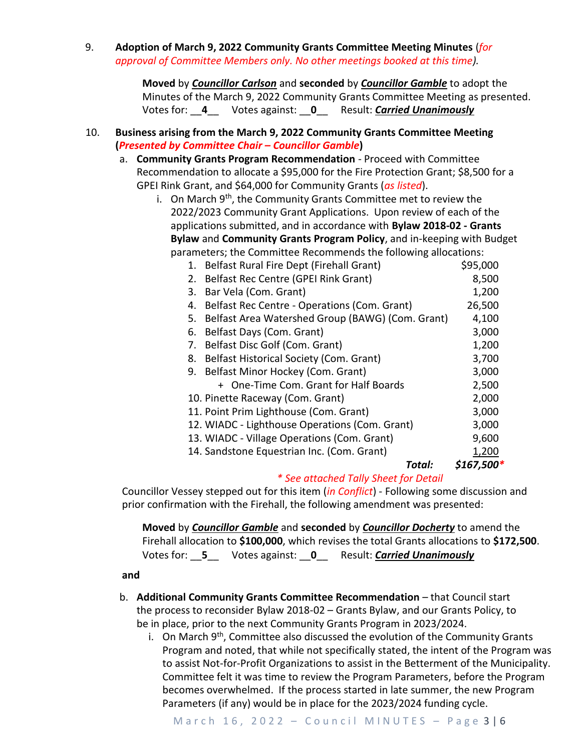9. **Adoption of March 9, 2022 Community Grants Committee Meeting Minutes** (*for approval of Committee Members only. No other meetings booked at this time*).

   **Moved** by ***Councillor Carlson*** and **seconded** by ***Councillor Gamble*** to adopt the Minutes of the March 9, 2022 Community Grants Committee Meeting as presented.
   Votes for: __**4**__ Votes against: __**0**__ Result: ***Carried Unanimously***

10. **Business arising from the March 9, 2022 Community Grants Committee Meeting (*Presented by Committee Chair – Councillor Gamble*)**

    a. **Community Grants Program Recommendation** - Proceed with Committee Recommendation to allocate a $95,000 for the Fire Protection Grant; $8,500 for a GPEI Rink Grant, and $64,000 for Community Grants (*as listed*).

       i. On March 9th, the Community Grants Committee met to review the 2022/2023 Community Grant Applications. Upon review of each of the applications submitted, and in accordance with **Bylaw 2018-02 - Grants Bylaw** and **Community Grants Program Policy**, and in-keeping with Budget parameters; the Committee Recommends the following allocations:

| | Recipient | Amount |
|---|---|---|
| 1. | Belfast Rural Fire Dept (Firehall Grant) | $95,000 |
| 2. | Belfast Rec Centre (GPEI Rink Grant) | 8,500 |
| 3. | Bar Vela (Com. Grant) | 1,200 |
| 4. | Belfast Rec Centre - Operations (Com. Grant) | 26,500 |
| 5. | Belfast Area Watershed Group (BAWG) (Com. Grant) | 4,100 |
| 6. | Belfast Days (Com. Grant) | 3,000 |
| 7. | Belfast Disc Golf (Com. Grant) | 1,200 |
| 8. | Belfast Historical Society (Com. Grant) | 3,700 |
| 9. | Belfast Minor Hockey (Com. Grant) | 3,000 |
| | + One-Time Com. Grant for Half Boards | 2,500 |
| 10. | Pinette Raceway (Com. Grant) | 2,000 |
| 11. | Point Prim Lighthouse (Com. Grant) | 3,000 |
| 12. | WIADC - Lighthouse Operations (Com. Grant) | 3,000 |
| 13. | WIADC - Village Operations (Com. Grant) | 9,600 |
| 14. | Sandstone Equestrian Inc. (Com. Grant) | 1,200 |
| | ***Total:*** | ***$167,500**** |

*\* See attached Tally Sheet for Detail*

Councillor Vessey stepped out for this item (*in Conflict*) - Following some discussion and prior confirmation with the Firehall, the following amendment was presented:

**Moved** by ***Councillor Gamble*** and **seconded** by ***Councillor Docherty*** to amend the Firehall allocation to **$100,000**, which revises the total Grants allocations to **$172,500**.
Votes for: __**5**__ Votes against: __**0**__ Result: ***Carried Unanimously***

**and**

b. **Additional Community Grants Committee Recommendation** – that Council start the process to reconsider Bylaw 2018-02 – Grants Bylaw, and our Grants Policy, to be in place, prior to the next Community Grants Program in 2023/2024.

   i. On March 9th, Committee also discussed the evolution of the Community Grants Program and noted, that while not specifically stated, the intent of the Program was to assist Not-for-Profit Organizations to assist in the Betterment of the Municipality. Committee felt it was time to review the Program Parameters, before the Program becomes overwhelmed. If the process started in late summer, the new Program Parameters (if any) would be in place for the 2023/2024 funding cycle.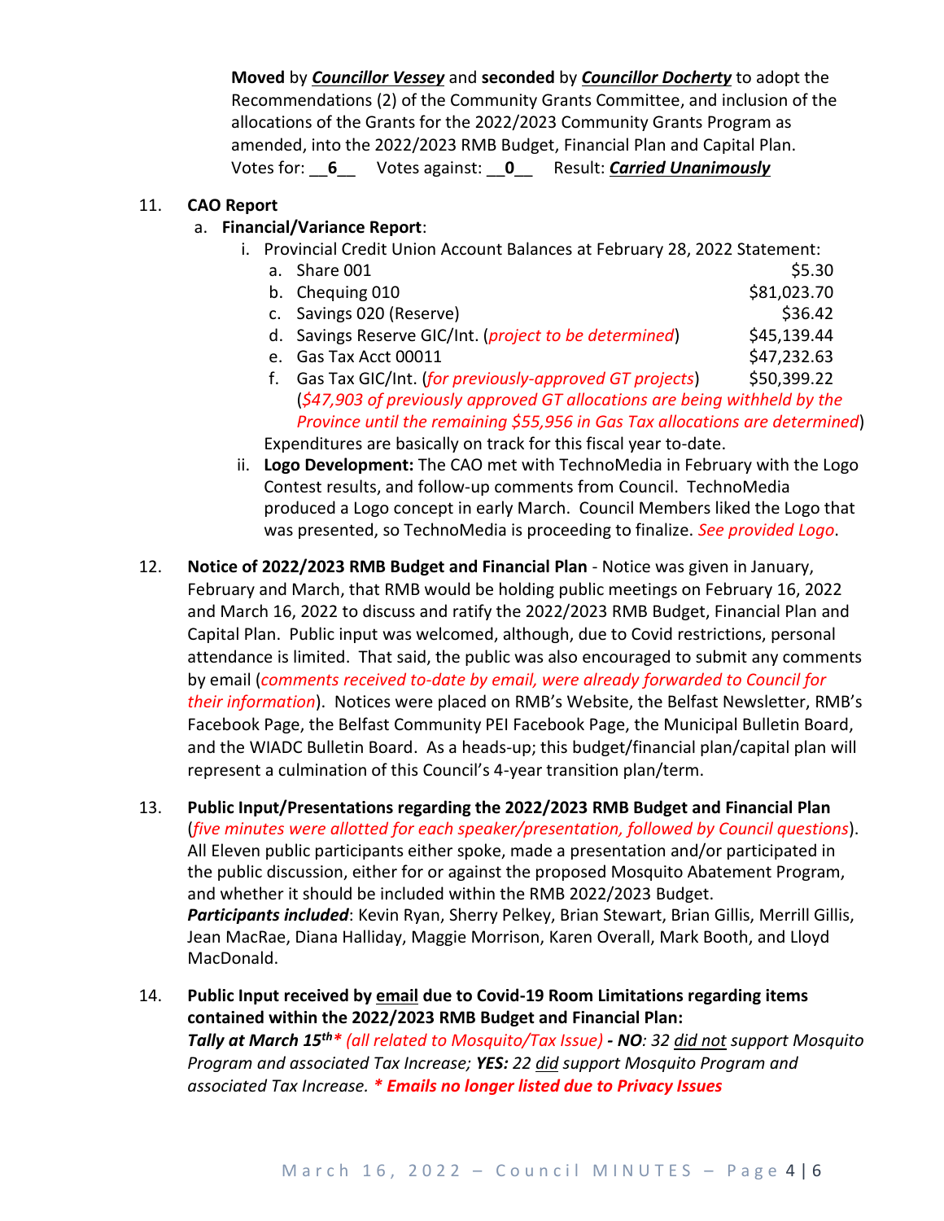**Moved** by ***Councillor Vessey*** and **seconded** by ***Councillor Docherty*** to adopt the Recommendations (2) of the Community Grants Committee, and inclusion of the allocations of the Grants for the 2022/2023 Community Grants Program as amended, into the 2022/2023 RMB Budget, Financial Plan and Capital Plan.
Votes for: __**6**__ Votes against: __**0**__ Result: ***Carried Unanimously***

11. **CAO Report**
    a. **Financial/Variance Report**:
        i. Provincial Credit Union Account Balances at February 28, 2022 Statement:
            a. Share 001 — $5.30
            b. Chequing 010 — $81,023.70
            c. Savings 020 (Reserve) — $36.42
            d. Savings Reserve GIC/Int. (*project to be determined*) — $45,139.44
            e. Gas Tax Acct 00011 — $47,232.63
            f. Gas Tax GIC/Int. (*for previously-approved GT projects*) — $50,399.22
            (*$47,903 of previously approved GT allocations are being withheld by the Province until the remaining $55,956 in Gas Tax allocations are determined*)

            Expenditures are basically on track for this fiscal year to-date.
        ii. **Logo Development:** The CAO met with TechnoMedia in February with the Logo Contest results, and follow-up comments from Council. TechnoMedia produced a Logo concept in early March. Council Members liked the Logo that was presented, so TechnoMedia is proceeding to finalize. *See provided Logo*.

12. **Notice of 2022/2023 RMB Budget and Financial Plan** - Notice was given in January, February and March, that RMB would be holding public meetings on February 16, 2022 and March 16, 2022 to discuss and ratify the 2022/2023 RMB Budget, Financial Plan and Capital Plan. Public input was welcomed, although, due to Covid restrictions, personal attendance is limited. That said, the public was also encouraged to submit any comments by email (*comments received to-date by email, were already forwarded to Council for their information*). Notices were placed on RMB's Website, the Belfast Newsletter, RMB's Facebook Page, the Belfast Community PEI Facebook Page, the Municipal Bulletin Board, and the WIADC Bulletin Board. As a heads-up; this budget/financial plan/capital plan will represent a culmination of this Council's 4-year transition plan/term.

13. **Public Input/Presentations regarding the 2022/2023 RMB Budget and Financial Plan** (*five minutes were allotted for each speaker/presentation, followed by Council questions*). All Eleven public participants either spoke, made a presentation and/or participated in the public discussion, either for or against the proposed Mosquito Abatement Program, and whether it should be included within the RMB 2022/2023 Budget.
    ***Participants included***: Kevin Ryan, Sherry Pelkey, Brian Stewart, Brian Gillis, Merrill Gillis, Jean MacRae, Diana Halliday, Maggie Morrison, Karen Overall, Mark Booth, and Lloyd MacDonald.

14. **Public Input received by <u>email</u> due to Covid-19 Room Limitations regarding items contained within the 2022/2023 RMB Budget and Financial Plan:**
    ***Tally at March 15th**** *(all related to Mosquito/Tax Issue)* ***- NO****: 32 <u>did not</u> support Mosquito Program and associated Tax Increase;* ***YES:*** *22 <u>did</u> support Mosquito Program and associated Tax Increase.* ***\* Emails no longer listed due to Privacy Issues***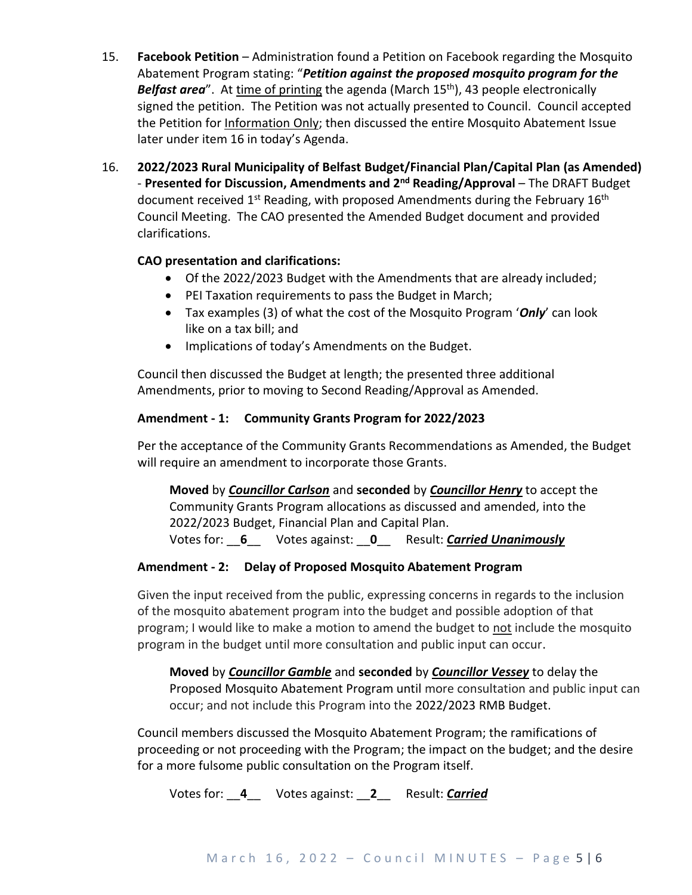15. **Facebook Petition** – Administration found a Petition on Facebook regarding the Mosquito Abatement Program stating: "***Petition against the proposed mosquito program for the Belfast area***". At time of printing the agenda (March 15th), 43 people electronically signed the petition. The Petition was not actually presented to Council. Council accepted the Petition for Information Only; then discussed the entire Mosquito Abatement Issue later under item 16 in today's Agenda.

16. **2022/2023 Rural Municipality of Belfast Budget/Financial Plan/Capital Plan (as Amended) - Presented for Discussion, Amendments and 2nd Reading/Approval** – The DRAFT Budget document received 1st Reading, with proposed Amendments during the February 16th Council Meeting. The CAO presented the Amended Budget document and provided clarifications.

    **CAO presentation and clarifications:**

    - Of the 2022/2023 Budget with the Amendments that are already included;
    - PEI Taxation requirements to pass the Budget in March;
    - Tax examples (3) of what the cost of the Mosquito Program '***Only***' can look like on a tax bill; and
    - Implications of today's Amendments on the Budget.

    Council then discussed the Budget at length; the presented three additional Amendments, prior to moving to Second Reading/Approval as Amended.

    **Amendment - 1: Community Grants Program for 2022/2023**

    Per the acceptance of the Community Grants Recommendations as Amended, the Budget will require an amendment to incorporate those Grants.

    > **Moved** by ***Councillor Carlson*** and **seconded** by ***Councillor Henry*** to accept the Community Grants Program allocations as discussed and amended, into the 2022/2023 Budget, Financial Plan and Capital Plan.
    > Votes for: __**6**__ Votes against: __**0**__ Result: ***Carried Unanimously***

    **Amendment - 2: Delay of Proposed Mosquito Abatement Program**

    Given the input received from the public, expressing concerns in regards to the inclusion of the mosquito abatement program into the budget and possible adoption of that program; I would like to make a motion to amend the budget to not include the mosquito program in the budget until more consultation and public input can occur.

    > **Moved** by ***Councillor Gamble*** and **seconded** by ***Councillor Vessey*** to delay the Proposed Mosquito Abatement Program until more consultation and public input can occur; and not include this Program into the 2022/2023 RMB Budget.

    Council members discussed the Mosquito Abatement Program; the ramifications of proceeding or not proceeding with the Program; the impact on the budget; and the desire for a more fulsome public consultation on the Program itself.

    > Votes for: __**4**__ Votes against: __**2**__ Result: ***Carried***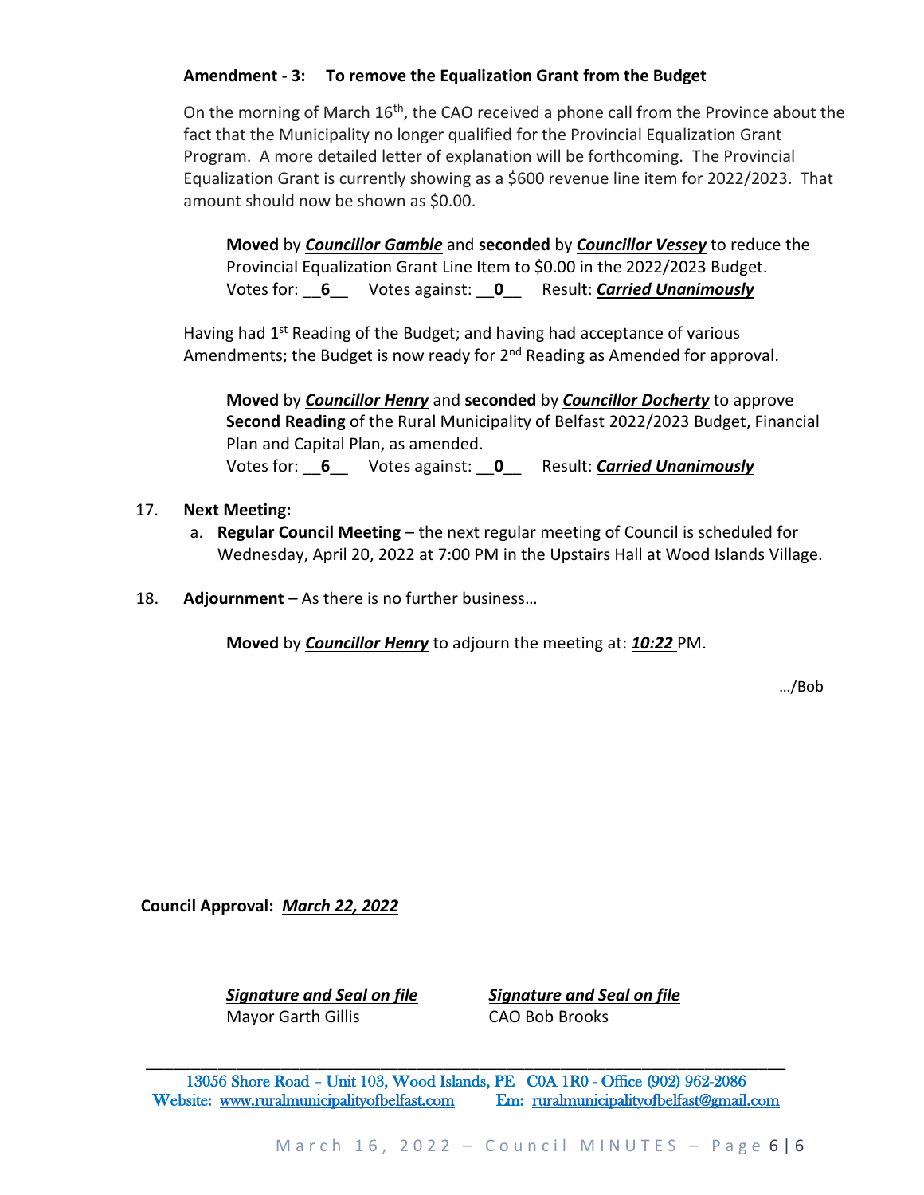**Amendment - 3: To remove the Equalization Grant from the Budget**

On the morning of March 16th, the CAO received a phone call from the Province about the fact that the Municipality no longer qualified for the Provincial Equalization Grant Program. A more detailed letter of explanation will be forthcoming. The Provincial Equalization Grant is currently showing as a $600 revenue line item for 2022/2023. That amount should now be shown as $0.00.

> **Moved** by ***Councillor Gamble*** and **seconded** by ***Councillor Vessey*** to reduce the Provincial Equalization Grant Line Item to $0.00 in the 2022/2023 Budget.
> Votes for: __**6**__ Votes against: __**0**__ Result: ***Carried Unanimously***

Having had 1st Reading of the Budget; and having had acceptance of various Amendments; the Budget is now ready for 2nd Reading as Amended for approval.

> **Moved** by ***Councillor Henry*** and **seconded** by ***Councillor Docherty*** to approve **Second Reading** of the Rural Municipality of Belfast 2022/2023 Budget, Financial Plan and Capital Plan, as amended.
> Votes for: __**6**__ Votes against: __**0**__ Result: ***Carried Unanimously***

17. **Next Meeting:**
    a. **Regular Council Meeting** – the next regular meeting of Council is scheduled for Wednesday, April 20, 2022 at 7:00 PM in the Upstairs Hall at Wood Islands Village.

18. **Adjournment** – As there is no further business…

> **Moved** by ***Councillor Henry*** to adjourn the meeting at: ***10:22*** PM.

…/Bob

**Council Approval:** ***March 22, 2022***

| | |
|---|---|
| ***Signature and Seal on file*** | ***Signature and Seal on file*** |
| Mayor Garth Gillis | CAO Bob Brooks |

13056 Shore Road – Unit 103, Wood Islands, PE C0A 1R0 - Office (902) 962-2086
Website: www.ruralmunicipalityofbelfast.com Em: ruralmunicipalityofbelfast@gmail.com